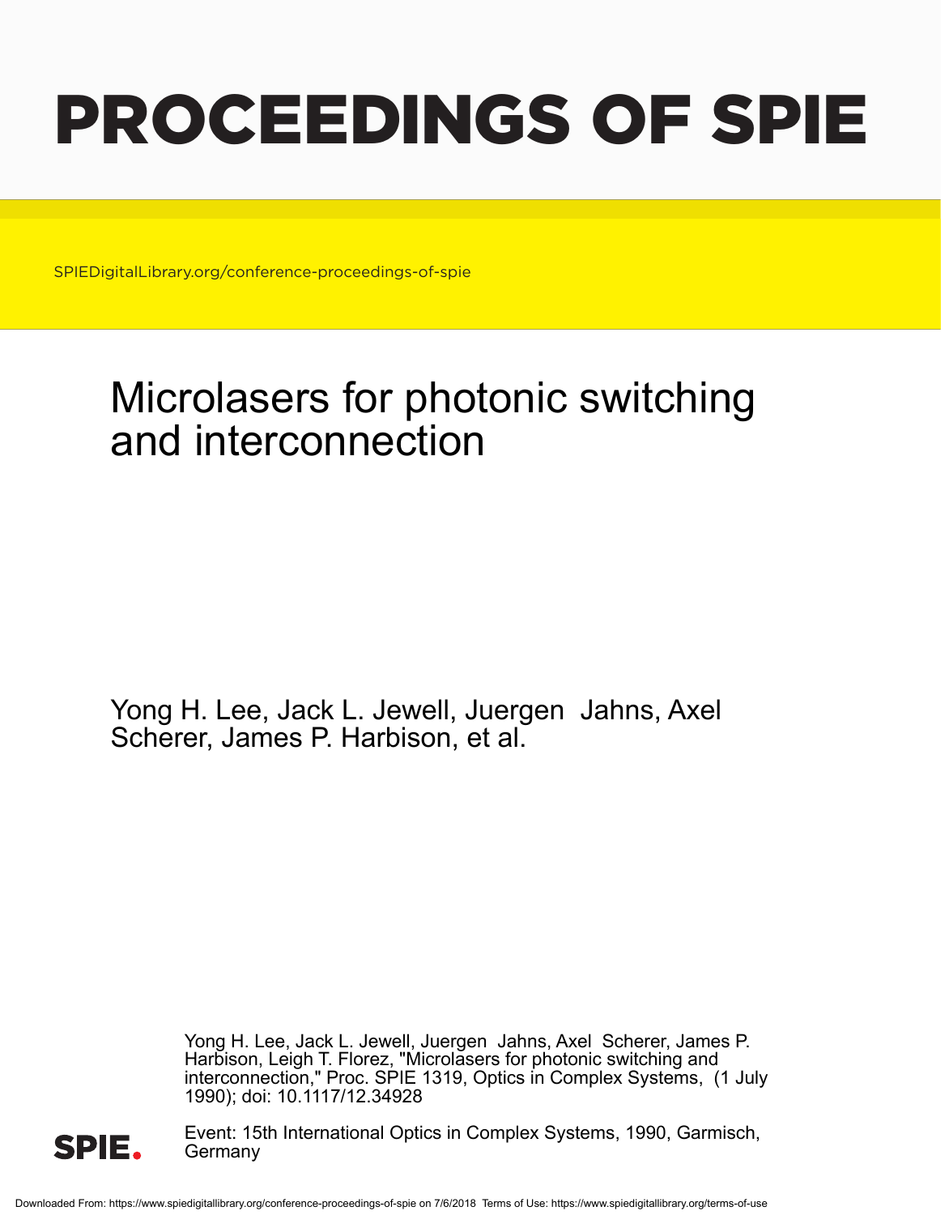# PROCEEDINGS OF SPIE

SPIEDigitalLibrary.org/conference-proceedings-of-spie

## Microlasers for photonic switching and interconnection

Yong H. Lee, Jack L. Jewell, Juergen Jahns, Axel Scherer, James P. Harbison, et al.

Yong H. Lee, Jack L. Jewell, Juergen Jahns, Axel Scherer, James P. Harbison, Leigh T. Florez, "Microlasers for photonic switching and interconnection," Proc. SPIE 1319, Optics in Complex Systems, (1 July 1990); doi: 10.1117/12.34928

Event: 15th International Optics in Complex Systems, 1990, Garmisch, Germany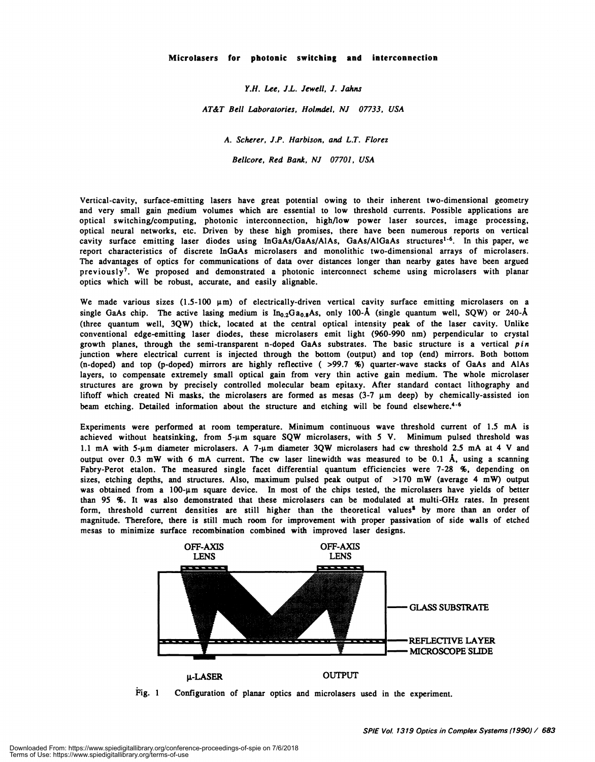**Microlasers for photonic switching and interconnection**

*Y.H. Lee, J.L. Jewell, J. Jahns*

*AT&T Bell Laboratories, Holmdel, NJ 07733, USA*

*A. Scherer, J.P. Harbison, and L.T. Florez*

*Bellcore, Red Bank, NJ 07701, USA*

Vertical-cavity, surface-emitting lasers have great potential owing to their inherent two-dimensional geometry and very small gain medium volumes which are essential to low threshold currents. Possible applications are optical switching/computing, photonic interconnection, high/low power laser sources, image processing, optical neural networks, etc. Driven by these high promises, there have been numerous reports on vertical cavity surface emitting laser diodes using InGaAs/GaAs/AlAs, GaAs/AlGaAs structures[1-6]. In this paper, we report characteristics of discrete InGaAs microlasers and monolithic two-dimensional arrays of microlasers. The advantages of optics for communications of data over distances longer than nearby gates have been argued previously[7]. We proposed and demonstrated a photonic interconnect scheme using microlasers with planar optics which will be robust, accurate, and easily alignable.

We made various sizes (1.5-100 μm) of electrically-driven vertical cavity surface emitting microlasers on a single GaAs chip. The active lasing medium is $In_{0.2}Ga_{0.8}As$, only 100-Å (single quantum well, SQW) or 240-Å (three quantum well, 3QW) thick, located at the central optical intensity peak of the laser cavity. Unlike conventional edge-emitting laser diodes, these microlasers emit light (960-990 nm) perpendicular to crystal growth planes, through the semi-transparent n-doped GaAs substrates. The basic structure is a vertical *pin* junction where electrical current is injected through the bottom (output) and top (end) mirrors. Both bottom (n-doped) and top (p-doped) mirrors are highly reflective ( >99.7 %) quarter-wave stacks of GaAs and AlAs layers, to compensate extremely small optical gain from very thin active gain medium. The whole microlaser structures are grown by precisely controlled molecular beam epitaxy. After standard contact lithography and liftoff which created Ni masks, the microlasers are formed as mesas (3-7 μm deep) by chemically-assisted ion beam etching. Detailed information about the structure and etching will be found elsewhere.[4-6]

Experiments were performed at room temperature. Minimum continuous wave threshold current of 1.5 mA is achieved without heatsinking, from 5-μm square SQW microlasers, with 5 V. Minimum pulsed threshold was 1.1 mA with 5-μm diameter microlasers. A 7-μm diameter 3QW microlasers had cw threshold 2.5 mA at 4 V and output over 0.3 mW with 6 mA current. The cw laser linewidth was measured to be 0.1 Å, using a scanning Fabry-Perot etalon. The measured single facet differential quantum efficiencies were 7-28 %, depending on sizes, etching depths, and structures. Also, maximum pulsed peak output of >170 mW (average 4 mW) output was obtained from a 100-μm square device. In most of the chips tested, the microlasers have yields of better than 95 %. It was also demonstrated that these microlasers can be modulated at multi-GHz rates. In present form, threshold current densities are still higher than the theoretical values[8] by more than an order of magnitude. Therefore, there is still much room for improvement with proper passivation of side walls of etched mesas to minimize surface recombination combined with improved laser designs.

OFF-AXIS LENS | OFF-AXIS LENS | GLASS SUBSTRATE | REFLECTIVE LAYER | MICROSCOPE SLIDE | μ-LASER | OUTPUT

Fig. 1 Configuration of planar optics and microlasers used in the experiment.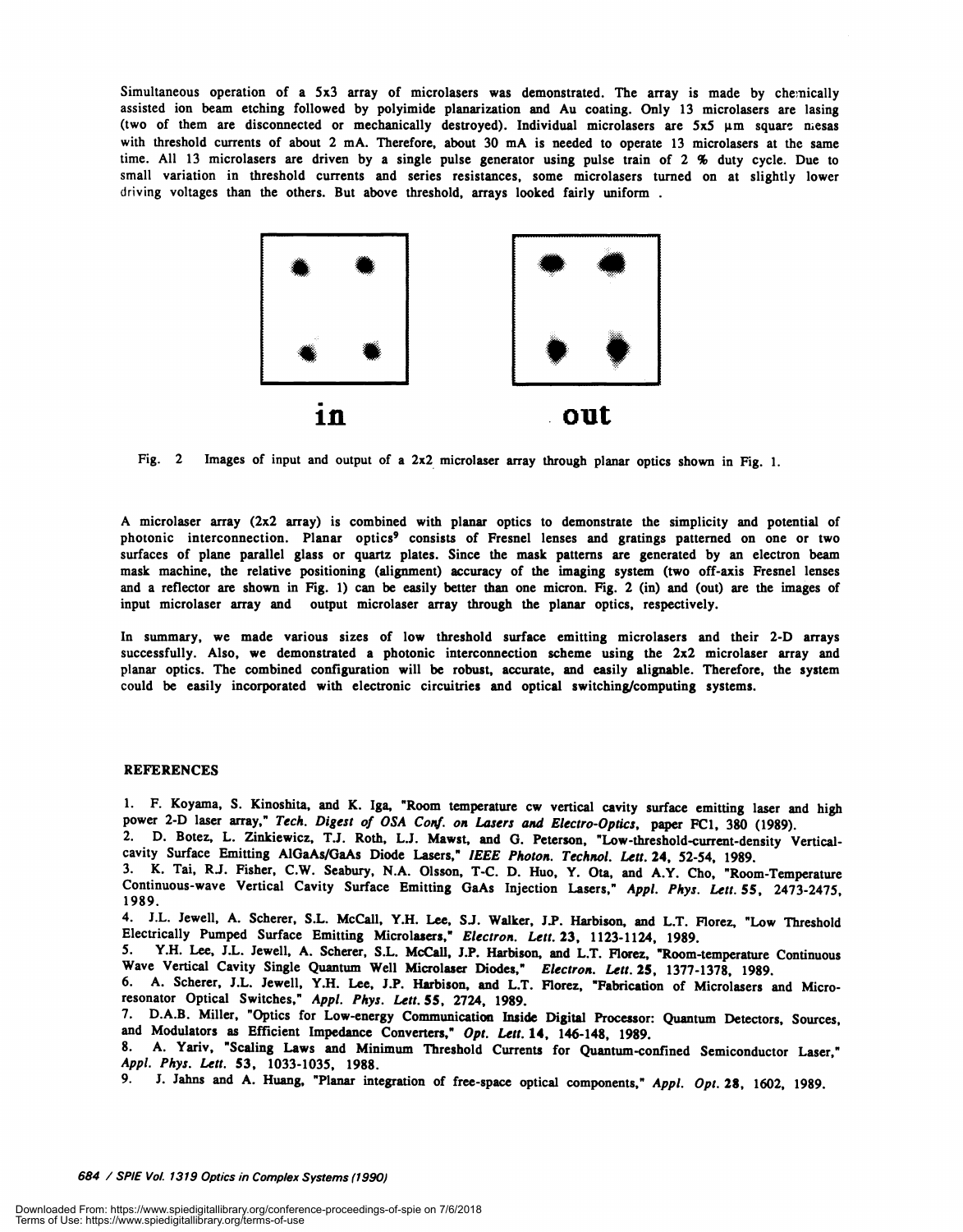Simultaneous operation of a 5x3 array of microlasers was demonstrated. The array is made by chemically assisted ion beam etching followed by polyimide planarization and Au coating. Only 13 microlasers are lasing (two of them are disconnected or mechanically destroyed). Individual microlasers are 5x5 μm square mesas with threshold currents of about 2 mA. Therefore, about 30 mA is needed to operate 13 microlasers at the same time. All 13 microlasers are driven by a single pulse generator using pulse train of 2 % duty cycle. Due to small variation in threshold currents and series resistances, some microlasers turned on at slightly lower driving voltages than the others. But above threshold, arrays looked fairly uniform .

in

out

Fig. 2 Images of input and output of a 2x2 microlaser array through planar optics shown in Fig. 1.

A microlaser array (2x2 array) is combined with planar optics to demonstrate the simplicity and potential of photonic interconnection. Planar optics[9] consists of Fresnel lenses and gratings patterned on one or two surfaces of plane parallel glass or quartz plates. Since the mask patterns are generated by an electron beam mask machine, the relative positioning (alignment) accuracy of the imaging system (two off-axis Fresnel lenses and a reflector are shown in Fig. 1) can be easily better than one micron. Fig. 2 (in) and (out) are the images of input microlaser array and output microlaser array through the planar optics, respectively.

In summary, we made various sizes of low threshold surface emitting microlasers and their 2-D arrays successfully. Also, we demonstrated a photonic interconnection scheme using the 2x2 microlaser array and planar optics. The combined configuration will be robust, accurate, and easily alignable. Therefore, the system could be easily incorporated with electronic circuitries and optical switching/computing systems.

## REFERENCES

1. F. Koyama, S. Kinoshita, and K. Iga, "Room temperature cw vertical cavity surface emitting laser and high power 2-D laser array," *Tech. Digest of OSA Conf. on Lasers and Electro-Optics*, paper FC1, 380 (1989).
2. D. Botez, L. Zinkiewicz, T.J. Roth, L.J. Mawst, and G. Peterson, "Low-threshold-current-density Vertical-cavity Surface Emitting AlGaAs/GaAs Diode Lasers," *IEEE Photon. Technol. Lett.* **24**, 52-54, 1989.
3. K. Tai, R.J. Fisher, C.W. Seabury, N.A. Olsson, T-C. D. Huo, Y. Ota, and A.Y. Cho, "Room-Temperature Continuous-wave Vertical Cavity Surface Emitting GaAs Injection Lasers," *Appl. Phys. Lett.* **55**, 2473-2475, 1989.
4. J.L. Jewell, A. Scherer, S.L. McCall, Y.H. Lee, S.J. Walker, J.P. Harbison, and L.T. Florez, "Low Threshold Electrically Pumped Surface Emitting Microlasers," *Electron. Lett.* **23**, 1123-1124, 1989.
5. Y.H. Lee, J.L. Jewell, A. Scherer, S.L. McCall, J.P. Harbison, and L.T. Florez, "Room-temperature Continuous Wave Vertical Cavity Single Quantum Well Microlaser Diodes," *Electron. Lett.* **25**, 1377-1378, 1989.
6. A. Scherer, J.L. Jewell, Y.H. Lee, J.P. Harbison, and L.T. Florez, "Fabrication of Microlasers and Microresonator Optical Switches," *Appl. Phys. Lett.* **55**, 2724, 1989.
7. D.A.B. Miller, "Optics for Low-energy Communication Inside Digital Processor: Quantum Detectors, Sources, and Modulators as Efficient Impedance Converters," *Opt. Lett.* **14**, 146-148, 1989.
8. A. Yariv, "Scaling Laws and Minimum Threshold Currents for Quantum-confined Semiconductor Laser," *Appl. Phys. Lett.* **53**, 1033-1035, 1988.
9. J. Jahns and A. Huang, "Planar integration of free-space optical components," *Appl. Opt.* **28**, 1602, 1989.